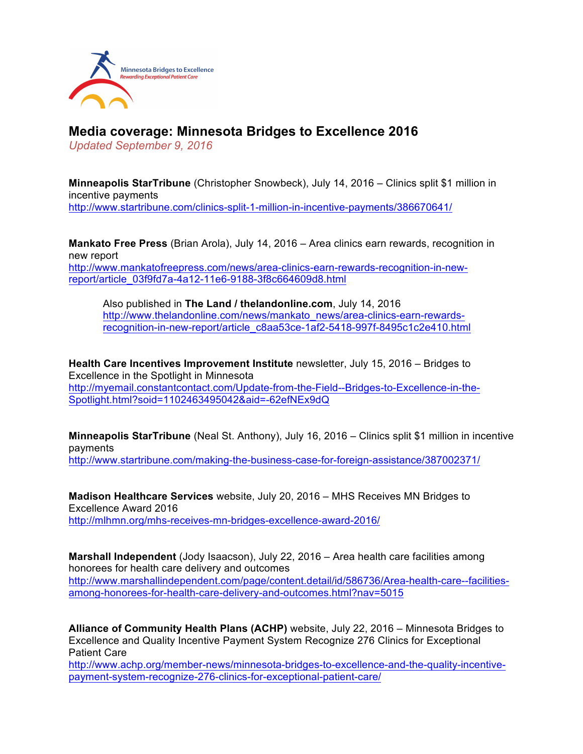Minnesota Bridges to Excellence
*Rewarding Exceptional Patient Care*

# Media coverage: Minnesota Bridges to Excellence 2016

*Updated September 9, 2016*

**Minneapolis StarTribune** (Christopher Snowbeck), July 14, 2016 – Clinics split $1 million in incentive payments
http://www.startribune.com/clinics-split-1-million-in-incentive-payments/386670641/

**Mankato Free Press** (Brian Arola), July 14, 2016 – Area clinics earn rewards, recognition in new report
http://www.mankatofreepress.com/news/area-clinics-earn-rewards-recognition-in-new-report/article_03f9fd7a-4a12-11e6-9188-3f8c664609d8.html

> Also published in **The Land / thelandonline.com**, July 14, 2016
> http://www.thelandonline.com/news/mankato_news/area-clinics-earn-rewards-recognition-in-new-report/article_c8aa53ce-1af2-5418-997f-8495c1c2e410.html

**Health Care Incentives Improvement Institute** newsletter, July 15, 2016 – Bridges to Excellence in the Spotlight in Minnesota
http://myemail.constantcontact.com/Update-from-the-Field--Bridges-to-Excellence-in-the-Spotlight.html?soid=1102463495042&aid=-62efNEx9dQ

**Minneapolis StarTribune** (Neal St. Anthony), July 16, 2016 – Clinics split $1 million in incentive payments
http://www.startribune.com/making-the-business-case-for-foreign-assistance/387002371/

**Madison Healthcare Services** website, July 20, 2016 – MHS Receives MN Bridges to Excellence Award 2016
http://mlhmn.org/mhs-receives-mn-bridges-excellence-award-2016/

**Marshall Independent** (Jody Isaacson), July 22, 2016 – Area health care facilities among honorees for health care delivery and outcomes
http://www.marshallindependent.com/page/content.detail/id/586736/Area-health-care--facilities-among-honorees-for-health-care-delivery-and-outcomes.html?nav=5015

**Alliance of Community Health Plans (ACHP)** website, July 22, 2016 – Minnesota Bridges to Excellence and Quality Incentive Payment System Recognize 276 Clinics for Exceptional Patient Care
http://www.achp.org/member-news/minnesota-bridges-to-excellence-and-the-quality-incentive-payment-system-recognize-276-clinics-for-exceptional-patient-care/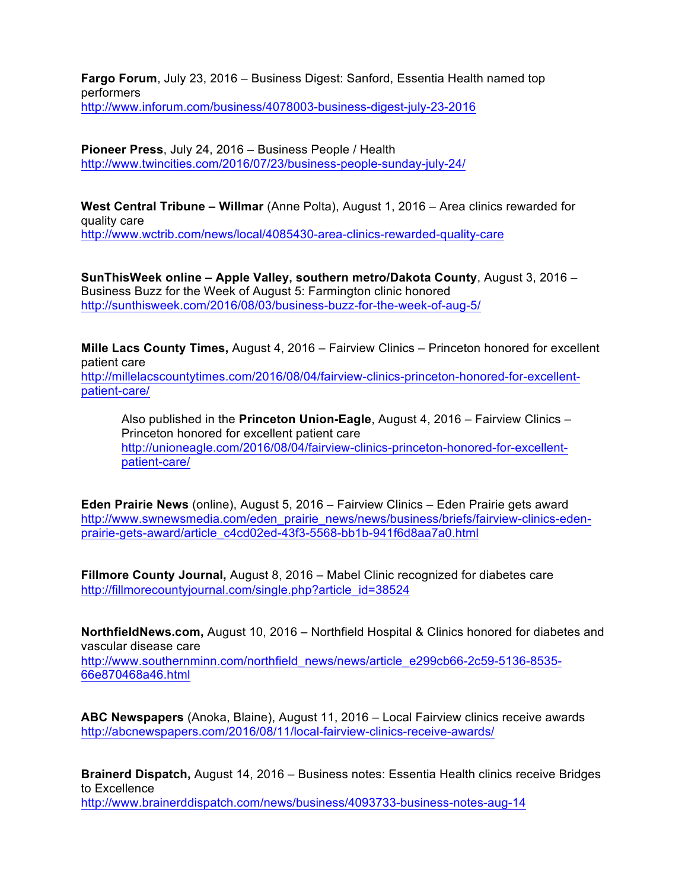**Fargo Forum**, July 23, 2016 – Business Digest: Sanford, Essentia Health named top performers
http://www.inforum.com/business/4078003-business-digest-july-23-2016

**Pioneer Press**, July 24, 2016 – Business People / Health
http://www.twincities.com/2016/07/23/business-people-sunday-july-24/

**West Central Tribune – Willmar** (Anne Polta), August 1, 2016 – Area clinics rewarded for quality care
http://www.wctrib.com/news/local/4085430-area-clinics-rewarded-quality-care

**SunThisWeek online – Apple Valley, southern metro/Dakota County**, August 3, 2016 – Business Buzz for the Week of August 5: Farmington clinic honored
http://sunthisweek.com/2016/08/03/business-buzz-for-the-week-of-aug-5/

**Mille Lacs County Times,** August 4, 2016 – Fairview Clinics – Princeton honored for excellent patient care
http://millelacscountytimes.com/2016/08/04/fairview-clinics-princeton-honored-for-excellent-patient-care/

> Also published in the **Princeton Union-Eagle**, August 4, 2016 – Fairview Clinics – Princeton honored for excellent patient care
> http://unioneagle.com/2016/08/04/fairview-clinics-princeton-honored-for-excellent-patient-care/

**Eden Prairie News** (online), August 5, 2016 – Fairview Clinics – Eden Prairie gets award
http://www.swnewsmedia.com/eden_prairie_news/news/business/briefs/fairview-clinics-eden-prairie-gets-award/article_c4cd02ed-43f3-5568-bb1b-941f6d8aa7a0.html

**Fillmore County Journal,** August 8, 2016 – Mabel Clinic recognized for diabetes care
http://fillmorecountyjournal.com/single.php?article_id=38524

**NorthfieldNews.com,** August 10, 2016 – Northfield Hospital & Clinics honored for diabetes and vascular disease care
http://www.southernminn.com/northfield_news/news/article_e299cb66-2c59-5136-8535-66e870468a46.html

**ABC Newspapers** (Anoka, Blaine), August 11, 2016 – Local Fairview clinics receive awards
http://abcnewspapers.com/2016/08/11/local-fairview-clinics-receive-awards/

**Brainerd Dispatch,** August 14, 2016 – Business notes: Essentia Health clinics receive Bridges to Excellence
http://www.brainerddispatch.com/news/business/4093733-business-notes-aug-14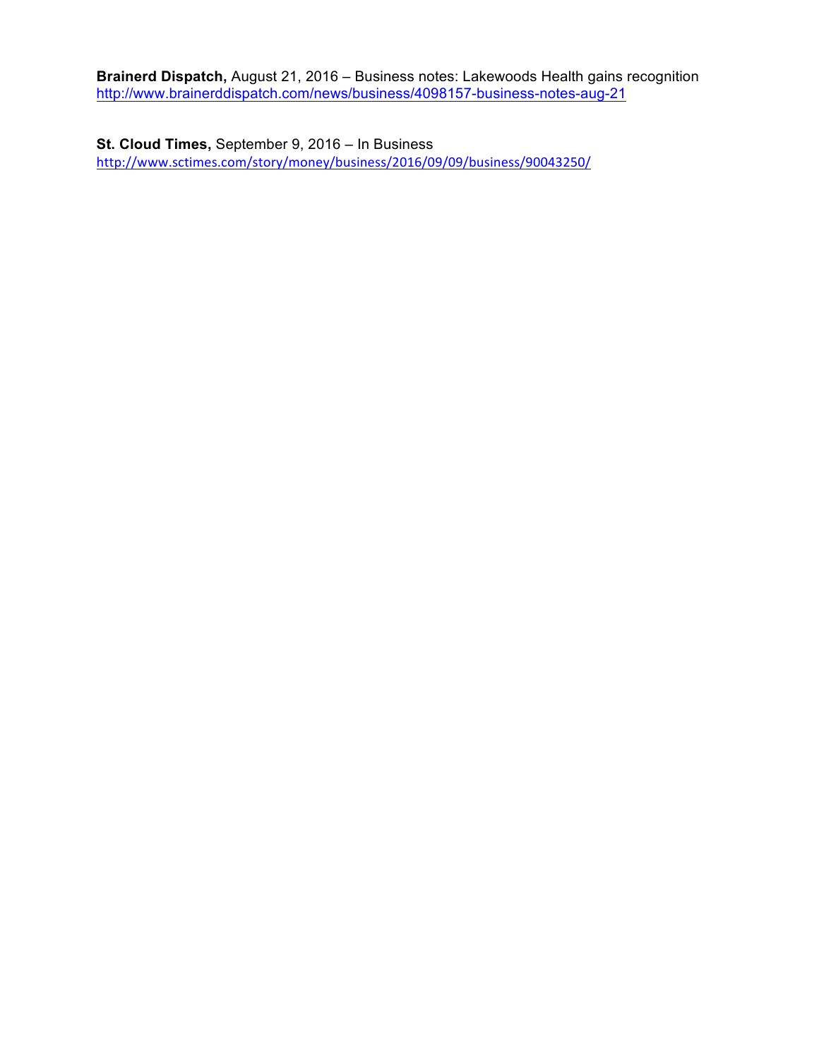**Brainerd Dispatch,** August 21, 2016 – Business notes: Lakewoods Health gains recognition
http://www.brainerddispatch.com/news/business/4098157-business-notes-aug-21

**St. Cloud Times,** September 9, 2016 – In Business
http://www.sctimes.com/story/money/business/2016/09/09/business/90043250/